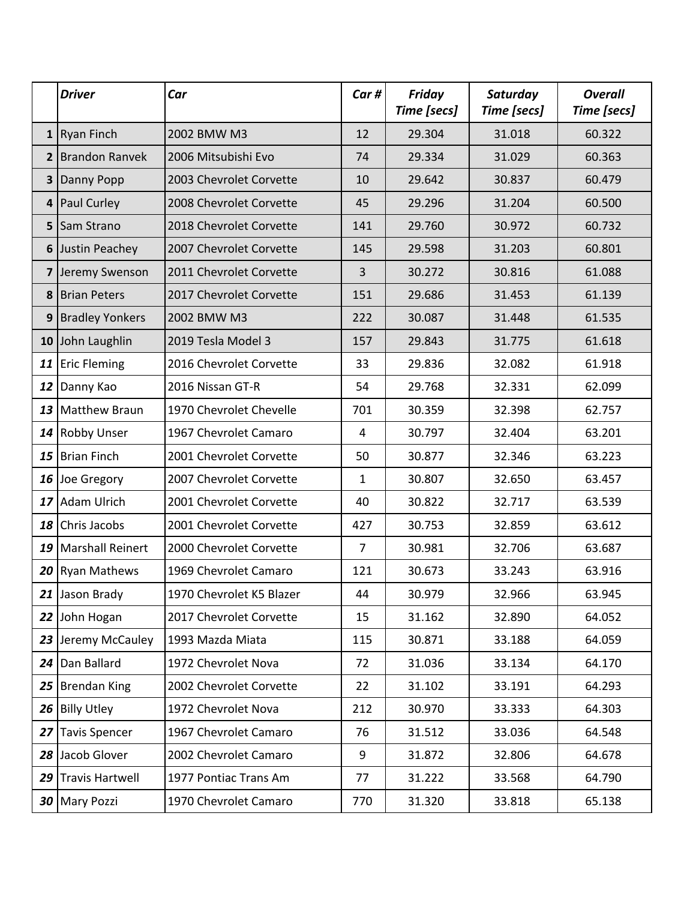| | *Driver* | *Car* | *Car #* | *Friday Time [secs]* | *Saturday Time [secs]* | *Overall Time [secs]* |
|---|---|---|---|---|---|---|
| **1** | Ryan Finch | 2002 BMW M3 | 12 | 29.304 | 31.018 | 60.322 |
| **2** | Brandon Ranvek | 2006 Mitsubishi Evo | 74 | 29.334 | 31.029 | 60.363 |
| **3** | Danny Popp | 2003 Chevrolet Corvette | 10 | 29.642 | 30.837 | 60.479 |
| **4** | Paul Curley | 2008 Chevrolet Corvette | 45 | 29.296 | 31.204 | 60.500 |
| **5** | Sam Strano | 2018 Chevrolet Corvette | 141 | 29.760 | 30.972 | 60.732 |
| **6** | Justin Peachey | 2007 Chevrolet Corvette | 145 | 29.598 | 31.203 | 60.801 |
| **7** | Jeremy Swenson | 2011 Chevrolet Corvette | 3 | 30.272 | 30.816 | 61.088 |
| **8** | Brian Peters | 2017 Chevrolet Corvette | 151 | 29.686 | 31.453 | 61.139 |
| **9** | Bradley Yonkers | 2002 BMW M3 | 222 | 30.087 | 31.448 | 61.535 |
| **10** | John Laughlin | 2019 Tesla Model 3 | 157 | 29.843 | 31.775 | 61.618 |
| ***11*** | Eric Fleming | 2016 Chevrolet Corvette | 33 | 29.836 | 32.082 | 61.918 |
| ***12*** | Danny Kao | 2016 Nissan GT-R | 54 | 29.768 | 32.331 | 62.099 |
| ***13*** | Matthew Braun | 1970 Chevrolet Chevelle | 701 | 30.359 | 32.398 | 62.757 |
| ***14*** | Robby Unser | 1967 Chevrolet Camaro | 4 | 30.797 | 32.404 | 63.201 |
| ***15*** | Brian Finch | 2001 Chevrolet Corvette | 50 | 30.877 | 32.346 | 63.223 |
| ***16*** | Joe Gregory | 2007 Chevrolet Corvette | 1 | 30.807 | 32.650 | 63.457 |
| ***17*** | Adam Ulrich | 2001 Chevrolet Corvette | 40 | 30.822 | 32.717 | 63.539 |
| ***18*** | Chris Jacobs | 2001 Chevrolet Corvette | 427 | 30.753 | 32.859 | 63.612 |
| ***19*** | Marshall Reinert | 2000 Chevrolet Corvette | 7 | 30.981 | 32.706 | 63.687 |
| ***20*** | Ryan Mathews | 1969 Chevrolet Camaro | 121 | 30.673 | 33.243 | 63.916 |
| ***21*** | Jason Brady | 1970 Chevrolet K5 Blazer | 44 | 30.979 | 32.966 | 63.945 |
| ***22*** | John Hogan | 2017 Chevrolet Corvette | 15 | 31.162 | 32.890 | 64.052 |
| ***23*** | Jeremy McCauley | 1993 Mazda Miata | 115 | 30.871 | 33.188 | 64.059 |
| ***24*** | Dan Ballard | 1972 Chevrolet Nova | 72 | 31.036 | 33.134 | 64.170 |
| ***25*** | Brendan King | 2002 Chevrolet Corvette | 22 | 31.102 | 33.191 | 64.293 |
| ***26*** | Billy Utley | 1972 Chevrolet Nova | 212 | 30.970 | 33.333 | 64.303 |
| ***27*** | Tavis Spencer | 1967 Chevrolet Camaro | 76 | 31.512 | 33.036 | 64.548 |
| ***28*** | Jacob Glover | 2002 Chevrolet Camaro | 9 | 31.872 | 32.806 | 64.678 |
| ***29*** | Travis Hartwell | 1977 Pontiac Trans Am | 77 | 31.222 | 33.568 | 64.790 |
| ***30*** | Mary Pozzi | 1970 Chevrolet Camaro | 770 | 31.320 | 33.818 | 65.138 |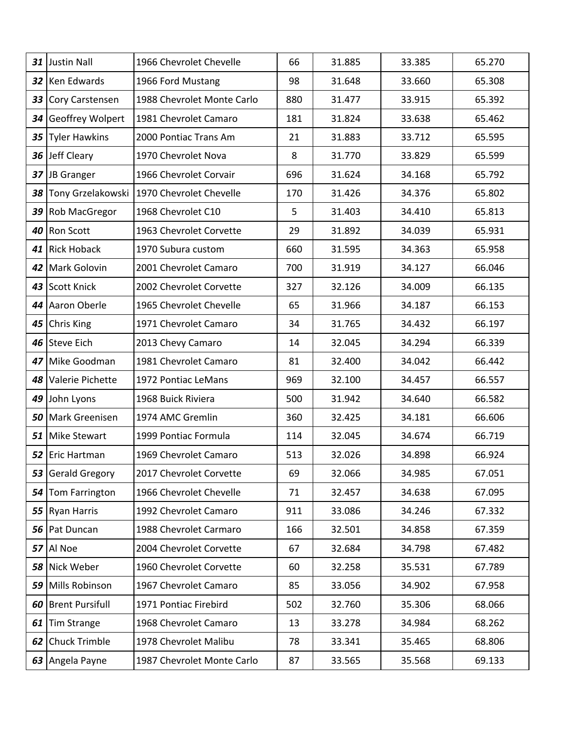| | | | | | | |
|---|---|---|---|---|---|---|
| ***31*** | Justin Nall | 1966 Chevrolet Chevelle | 66 | 31.885 | 33.385 | 65.270 |
| ***32*** | Ken Edwards | 1966 Ford Mustang | 98 | 31.648 | 33.660 | 65.308 |
| ***33*** | Cory Carstensen | 1988 Chevrolet Monte Carlo | 880 | 31.477 | 33.915 | 65.392 |
| ***34*** | Geoffrey Wolpert | 1981 Chevrolet Camaro | 181 | 31.824 | 33.638 | 65.462 |
| ***35*** | Tyler Hawkins | 2000 Pontiac Trans Am | 21 | 31.883 | 33.712 | 65.595 |
| ***36*** | Jeff Cleary | 1970 Chevrolet Nova | 8 | 31.770 | 33.829 | 65.599 |
| ***37*** | JB Granger | 1966 Chevrolet Corvair | 696 | 31.624 | 34.168 | 65.792 |
| ***38*** | Tony Grzelakowski | 1970 Chevrolet Chevelle | 170 | 31.426 | 34.376 | 65.802 |
| ***39*** | Rob MacGregor | 1968 Chevrolet C10 | 5 | 31.403 | 34.410 | 65.813 |
| ***40*** | Ron Scott | 1963 Chevrolet Corvette | 29 | 31.892 | 34.039 | 65.931 |
| ***41*** | Rick Hoback | 1970 Subura custom | 660 | 31.595 | 34.363 | 65.958 |
| ***42*** | Mark Golovin | 2001 Chevrolet Camaro | 700 | 31.919 | 34.127 | 66.046 |
| ***43*** | Scott Knick | 2002 Chevrolet Corvette | 327 | 32.126 | 34.009 | 66.135 |
| ***44*** | Aaron Oberle | 1965 Chevrolet Chevelle | 65 | 31.966 | 34.187 | 66.153 |
| ***45*** | Chris King | 1971 Chevrolet Camaro | 34 | 31.765 | 34.432 | 66.197 |
| ***46*** | Steve Eich | 2013 Chevy Camaro | 14 | 32.045 | 34.294 | 66.339 |
| ***47*** | Mike Goodman | 1981 Chevrolet Camaro | 81 | 32.400 | 34.042 | 66.442 |
| ***48*** | Valerie Pichette | 1972 Pontiac LeMans | 969 | 32.100 | 34.457 | 66.557 |
| ***49*** | John Lyons | 1968 Buick Riviera | 500 | 31.942 | 34.640 | 66.582 |
| ***50*** | Mark Greenisen | 1974 AMC Gremlin | 360 | 32.425 | 34.181 | 66.606 |
| ***51*** | Mike Stewart | 1999 Pontiac Formula | 114 | 32.045 | 34.674 | 66.719 |
| ***52*** | Eric Hartman | 1969 Chevrolet Camaro | 513 | 32.026 | 34.898 | 66.924 |
| ***53*** | Gerald Gregory | 2017 Chevrolet Corvette | 69 | 32.066 | 34.985 | 67.051 |
| ***54*** | Tom Farrington | 1966 Chevrolet Chevelle | 71 | 32.457 | 34.638 | 67.095 |
| ***55*** | Ryan Harris | 1992 Chevrolet Camaro | 911 | 33.086 | 34.246 | 67.332 |
| ***56*** | Pat Duncan | 1988 Chevrolet Carmaro | 166 | 32.501 | 34.858 | 67.359 |
| ***57*** | Al Noe | 2004 Chevrolet Corvette | 67 | 32.684 | 34.798 | 67.482 |
| ***58*** | Nick Weber | 1960 Chevrolet Corvette | 60 | 32.258 | 35.531 | 67.789 |
| ***59*** | Mills Robinson | 1967 Chevrolet Camaro | 85 | 33.056 | 34.902 | 67.958 |
| ***60*** | Brent Pursifull | 1971 Pontiac Firebird | 502 | 32.760 | 35.306 | 68.066 |
| ***61*** | Tim Strange | 1968 Chevrolet Camaro | 13 | 33.278 | 34.984 | 68.262 |
| ***62*** | Chuck Trimble | 1978 Chevrolet Malibu | 78 | 33.341 | 35.465 | 68.806 |
| ***63*** | Angela Payne | 1987 Chevrolet Monte Carlo | 87 | 33.565 | 35.568 | 69.133 |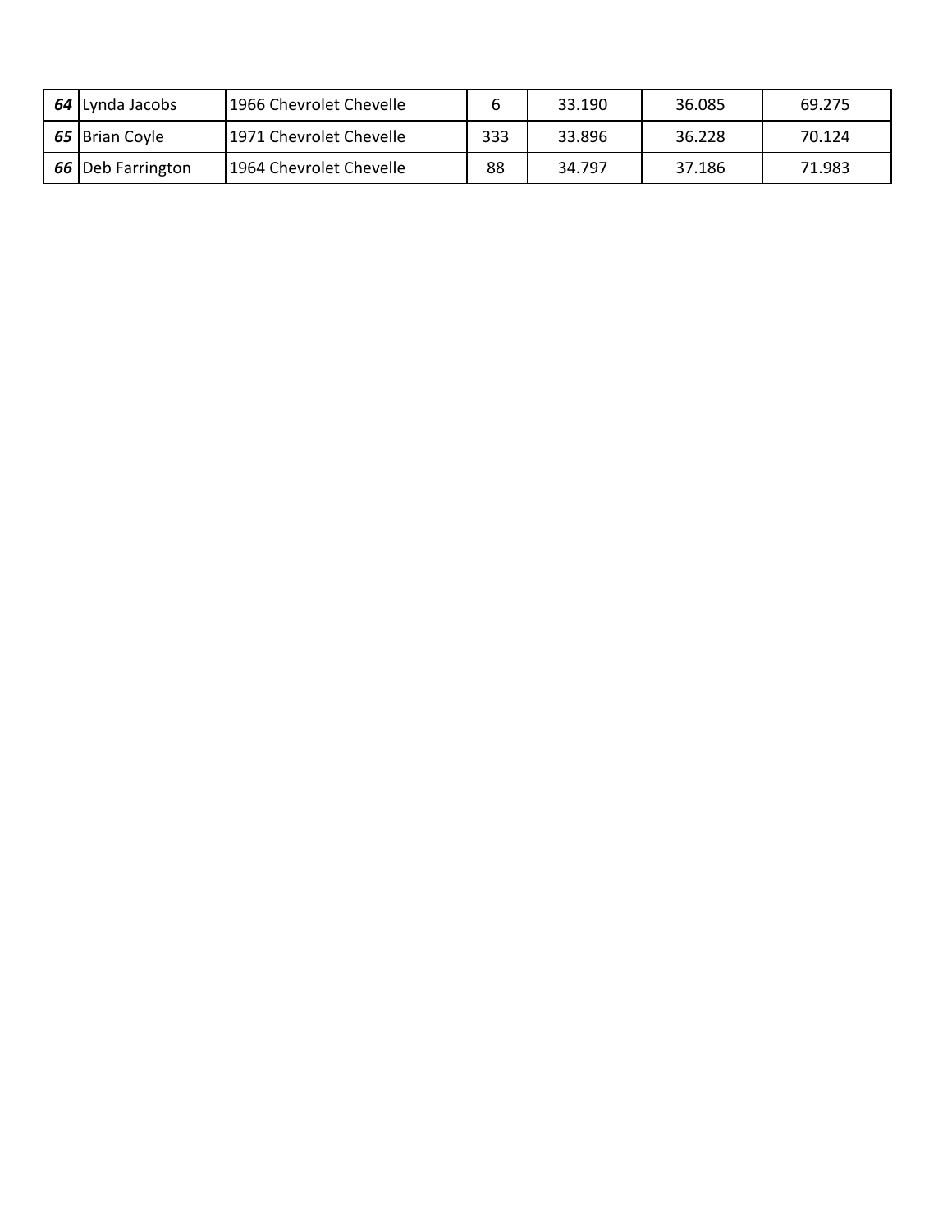| | | | | | | |
|---|---|---|---|---|---|---|
| ***64*** | Lynda Jacobs | 1966 Chevrolet Chevelle | 6 | 33.190 | 36.085 | 69.275 |
| ***65*** | Brian Coyle | 1971 Chevrolet Chevelle | 333 | 33.896 | 36.228 | 70.124 |
| ***66*** | Deb Farrington | 1964 Chevrolet Chevelle | 88 | 34.797 | 37.186 | 71.983 |